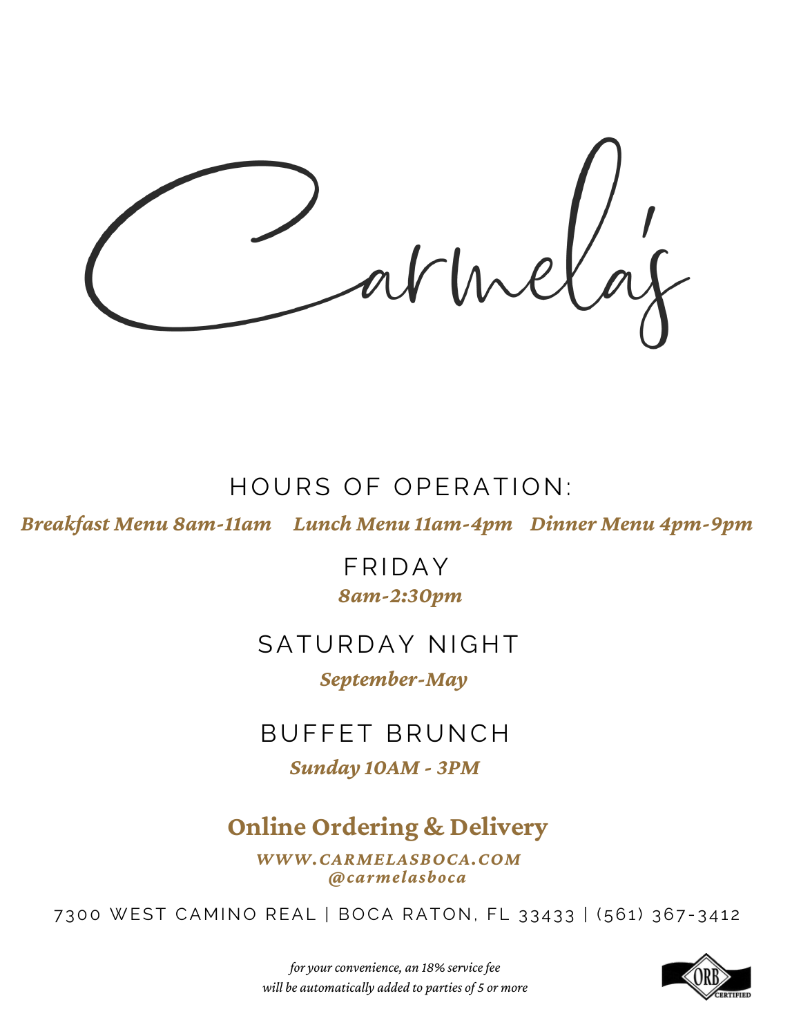# Carmela's

## HOURS OF OPERATION:

***Breakfast Menu 8am-11am*** ***Lunch Menu 11am-4pm*** ***Dinner Menu 4pm-9pm***

## FRIDAY

***8am-2:30pm***

## SATURDAY NIGHT

***September-May***

## BUFFET BRUNCH

***Sunday 10AM - 3PM***

## Online Ordering & Delivery

***WWW.CARMELASBOCA.COM***
***@carmelasboca***

7300 WEST CAMINO REAL | BOCA RATON, FL 33433 | (561) 367-3412

*for your convenience, an 18% service fee will be automatically added to parties of 5 or more*

ORB CERTIFIED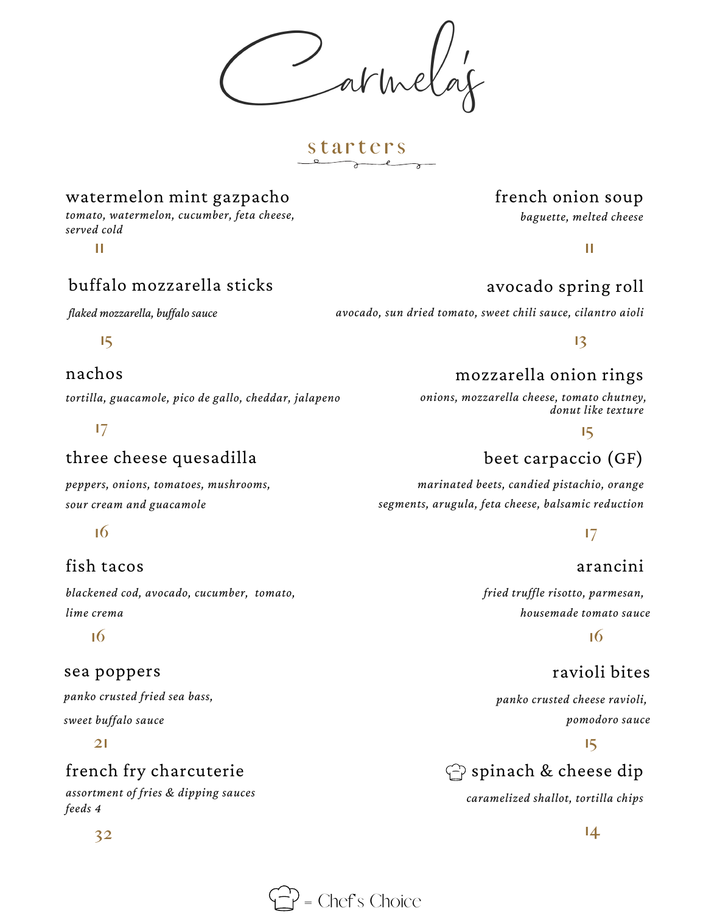# Carmela's

## starters

### watermelon mint gazpacho
*tomato, watermelon, cucumber, feta cheese, served cold*

11

### buffalo mozzarella sticks
*flaked mozzarella, buffalo sauce*

15

### nachos
*tortilla, guacamole, pico de gallo, cheddar, jalapeno*

17

### three cheese quesadilla
*peppers, onions, tomatoes, mushrooms, sour cream and guacamole*

16

### fish tacos
*blackened cod, avocado, cucumber, tomato, lime crema*

16

### sea poppers
*panko crusted fried sea bass, sweet buffalo sauce*

21

### french fry charcuterie
*assortment of fries & dipping sauces feeds 4*

32

### french onion soup
*baguette, melted cheese*

11

### avocado spring roll
*avocado, sun dried tomato, sweet chili sauce, cilantro aioli*

13

### mozzarella onion rings
*onions, mozzarella cheese, tomato chutney, donut like texture*

15

### beet carpaccio (GF)
*marinated beets, candied pistachio, orange segments, arugula, feta cheese, balsamic reduction*

17

### arancini
*fried truffle risotto, parmesan, housemade tomato sauce*

16

### ravioli bites
*panko crusted cheese ravioli, pomodoro sauce*

15

### spinach & cheese dip (Chef's Choice)
*caramelized shallot, tortilla chips*

14

(chef's hat icon) = Chef's Choice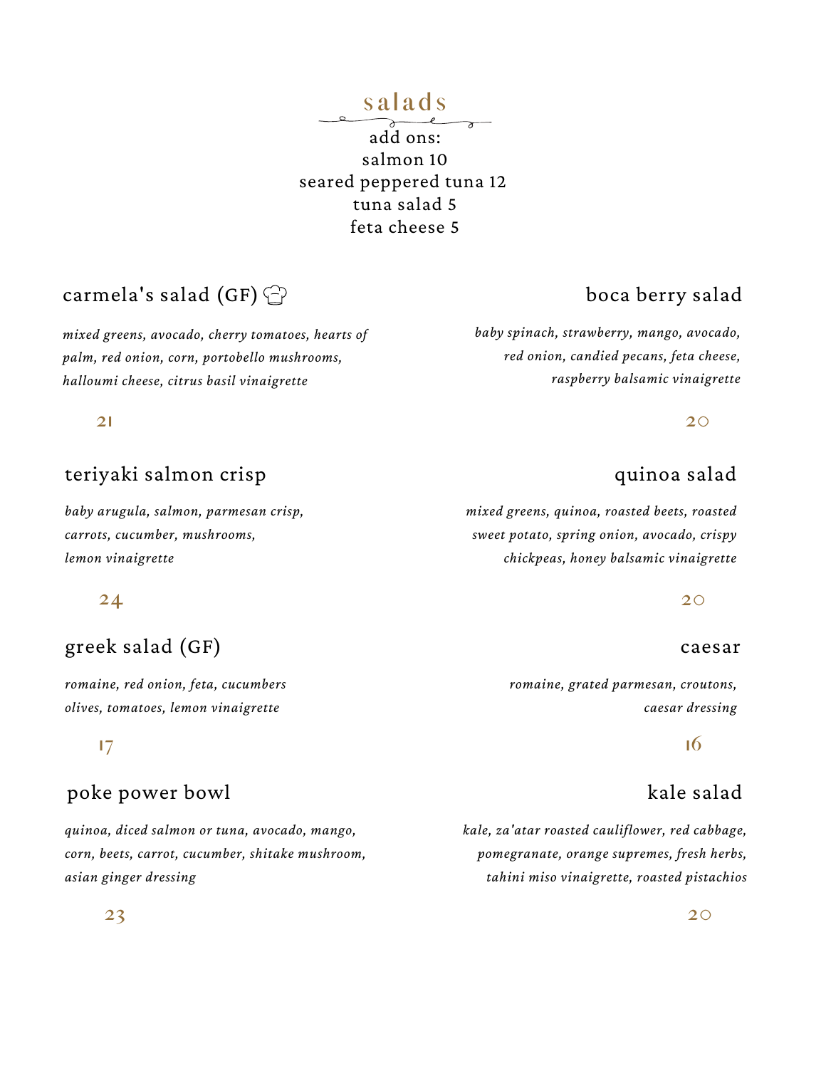# salads

add ons:
salmon 10
seared peppered tuna 12
tuna salad 5
feta cheese 5

## carmela's salad (GF)

*mixed greens, avocado, cherry tomatoes, hearts of palm, red onion, corn, portobello mushrooms, halloumi cheese, citrus basil vinaigrette*

21

## teriyaki salmon crisp

*baby arugula, salmon, parmesan crisp, carrots, cucumber, mushrooms, lemon vinaigrette*

24

## greek salad (GF)

*romaine, red onion, feta, cucumbers olives, tomatoes, lemon vinaigrette*

17

## poke power bowl

*quinoa, diced salmon or tuna, avocado, mango, corn, beets, carrot, cucumber, shitake mushroom, asian ginger dressing*

23

## boca berry salad

*baby spinach, strawberry, mango, avocado, red onion, candied pecans, feta cheese, raspberry balsamic vinaigrette*

20

## quinoa salad

*mixed greens, quinoa, roasted beets, roasted sweet potato, spring onion, avocado, crispy chickpeas, honey balsamic vinaigrette*

20

## caesar

*romaine, grated parmesan, croutons, caesar dressing*

16

## kale salad

*kale, za'atar roasted cauliflower, red cabbage, pomegranate, orange supremes, fresh herbs, tahini miso vinaigrette, roasted pistachios*

20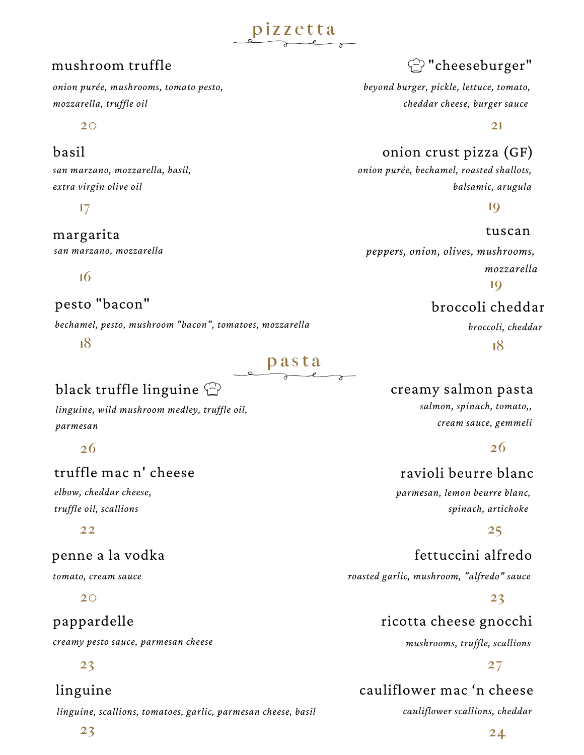## pizzetta

### mushroom truffle

*onion purée, mushrooms, tomato pesto, mozzarella, truffle oil*

20

### basil

*san marzano, mozzarella, basil, extra virgin olive oil*

17

### margarita

*san marzano, mozzarella*

16

### pesto "bacon"

*bechamel, pesto, mushroom "bacon", tomatoes, mozzarella*

18

### "cheeseburger"

*beyond burger, pickle, lettuce, tomato, cheddar cheese, burger sauce*

21

### onion crust pizza (GF)

*onion purée, bechamel, roasted shallots, balsamic, arugula*

19

### tuscan

*peppers, onion, olives, mushrooms, mozzarella*

19

### broccoli cheddar

*broccoli, cheddar*

18

## pasta

### black truffle linguine

*linguine, wild mushroom medley, truffle oil, parmesan*

26

### truffle mac n' cheese

*elbow, cheddar cheese, truffle oil, scallions*

22

### penne a la vodka

*tomato, cream sauce*

20

### pappardelle

*creamy pesto sauce, parmesan cheese*

23

### linguine

*linguine, scallions, tomatoes, garlic, parmesan cheese, basil*

23

### creamy salmon pasta

*salmon, spinach, tomato,, cream sauce, gemmeli*

26

### ravioli beurre blanc

*parmesan, lemon beurre blanc, spinach, artichoke*

25

### fettuccini alfredo

*roasted garlic, mushroom, "alfredo" sauce*

23

### ricotta cheese gnocchi

*mushrooms, truffle, scallions*

27

### cauliflower mac 'n cheese

*cauliflower scallions, cheddar*

24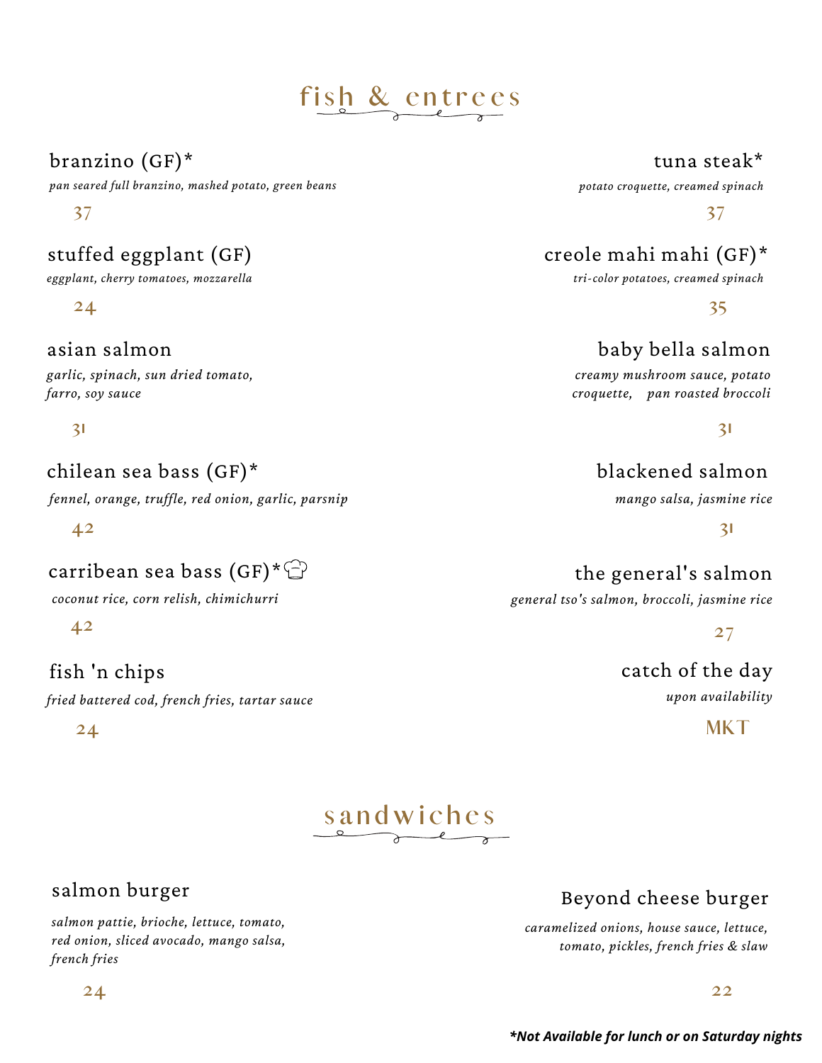# fish & entrees

**branzino (GF)***
*pan seared full branzino, mashed potato, green beans*
37

**stuffed eggplant (GF)**
*eggplant, cherry tomatoes, mozzarella*
24

**asian salmon**
*garlic, spinach, sun dried tomato, farro, soy sauce*
31

**chilean sea bass (GF)***
*fennel, orange, truffle, red onion, garlic, parsnip*
42

**carribean sea bass (GF)***
*coconut rice, corn relish, chimichurri*
42

**fish 'n chips**
*fried battered cod, french fries, tartar sauce*
24

**tuna steak***
*potato croquette, creamed spinach*
37

**creole mahi mahi (GF)***
*tri-color potatoes, creamed spinach*
35

**baby bella salmon**
*creamy mushroom sauce, potato croquette, pan roasted broccoli*
31

**blackened salmon**
*mango salsa, jasmine rice*
31

**the general's salmon**
*general tso's salmon, broccoli, jasmine rice*
27

**catch of the day**
*upon availability*
MKT

# sandwiches

**salmon burger**
*salmon pattie, brioche, lettuce, tomato, red onion, sliced avocado, mango salsa, french fries*
24

**Beyond cheese burger**
*caramelized onions, house sauce, lettuce, tomato, pickles, french fries & slaw*
22

***Not Available for lunch or on Saturday nights**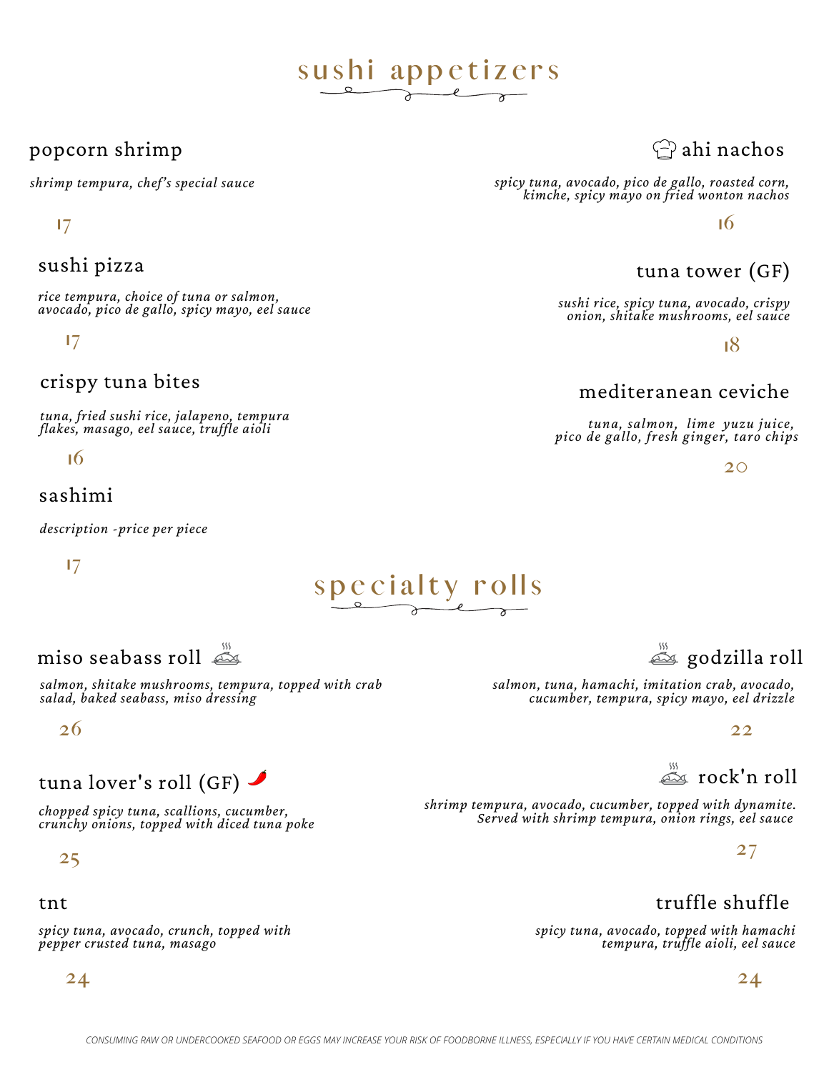# sushi appetizers

### popcorn shrimp

*shrimp tempura, chef's special sauce*

17

### sushi pizza

*rice tempura, choice of tuna or salmon, avocado, pico de gallo, spicy mayo, eel sauce*

17

### crispy tuna bites

*tuna, fried sushi rice, jalapeno, tempura flakes, masago, eel sauce, truffle aioli*

16

### sashimi

*description -price per piece*

17

### ahi nachos

*spicy tuna, avocado, pico de gallo, roasted corn, kimche, spicy mayo on fried wonton nachos*

16

### tuna tower (GF)

*sushi rice, spicy tuna, avocado, crispy onion, shitake mushrooms, eel sauce*

18

### mediteranean ceviche

*tuna, salmon, lime yuzu juice, pico de gallo, fresh ginger, taro chips*

20

# specialty rolls

### miso seabass roll

*salmon, shitake mushrooms, tempura, topped with crab salad, baked seabass, miso dressing*

26

### tuna lover's roll (GF)

*chopped spicy tuna, scallions, cucumber, crunchy onions, topped with diced tuna poke*

25

### tnt

*spicy tuna, avocado, crunch, topped with pepper crusted tuna, masago*

24

### godzilla roll

*salmon, tuna, hamachi, imitation crab, avocado, cucumber, tempura, spicy mayo, eel drizzle*

22

### rock'n roll

*shrimp tempura, avocado, cucumber, topped with dynamite. Served with shrimp tempura, onion rings, eel sauce*

27

### truffle shuffle

*spicy tuna, avocado, topped with hamachi tempura, truffle aioli, eel sauce*

24

*CONSUMING RAW OR UNDERCOOKED SEAFOOD OR EGGS MAY INCREASE YOUR RISK OF FOODBORNE ILLNESS, ESPECIALLY IF YOU HAVE CERTAIN MEDICAL CONDITIONS*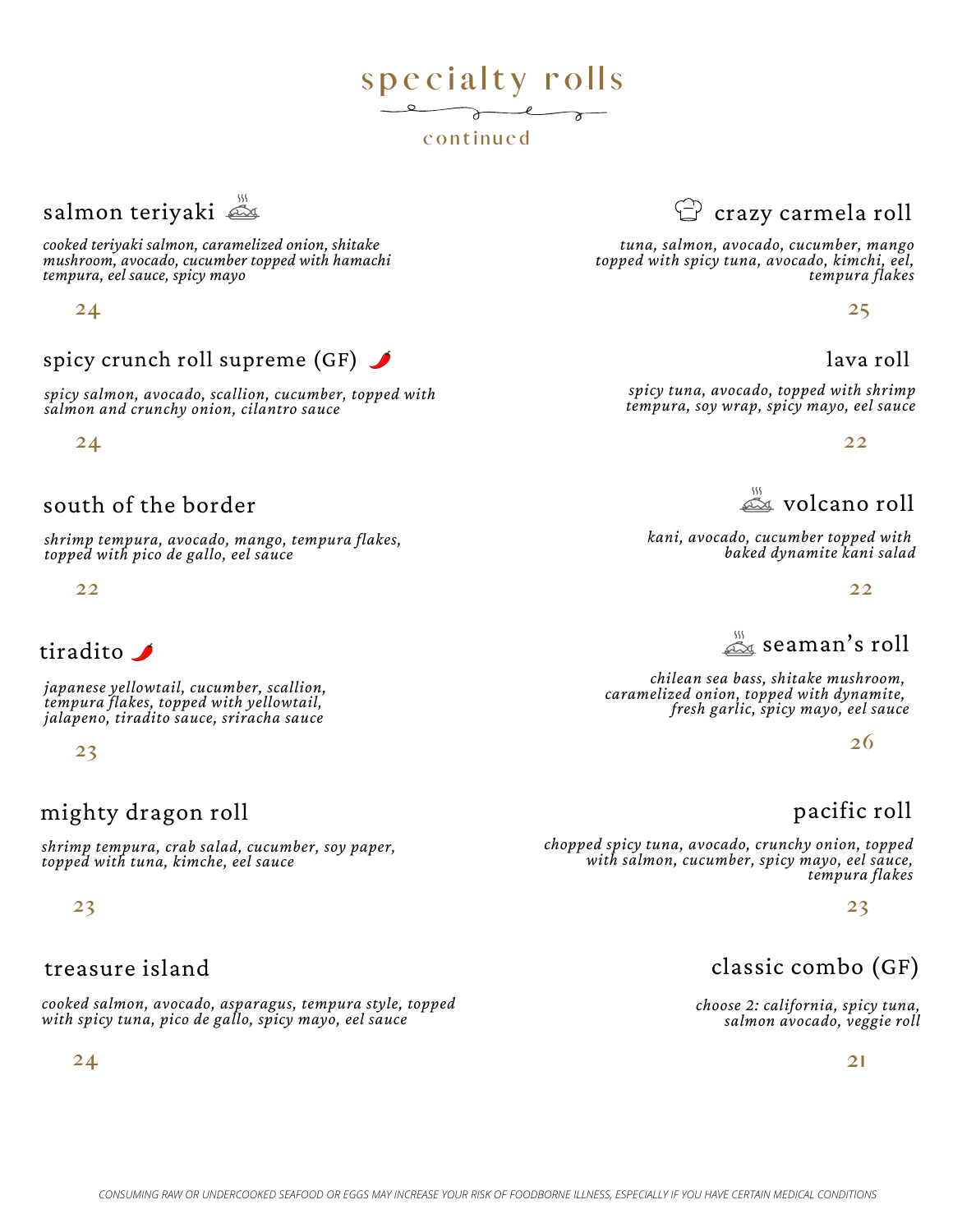# specialty rolls

continued

### salmon teriyaki

*cooked teriyaki salmon, caramelized onion, shitake mushroom, avocado, cucumber topped with hamachi tempura, eel sauce, spicy mayo*

24

### spicy crunch roll supreme (GF)

*spicy salmon, avocado, scallion, cucumber, topped with salmon and crunchy onion, cilantro sauce*

24

### south of the border

*shrimp tempura, avocado, mango, tempura flakes, topped with pico de gallo, eel sauce*

22

### tiradito

*japanese yellowtail, cucumber, scallion, tempura flakes, topped with yellowtail, jalapeno, tiradito sauce, sriracha sauce*

23

### mighty dragon roll

*shrimp tempura, crab salad, cucumber, soy paper, topped with tuna, kimche, eel sauce*

23

### treasure island

*cooked salmon, avocado, asparagus, tempura style, topped with spicy tuna, pico de gallo, spicy mayo, eel sauce*

24

### crazy carmela roll

*tuna, salmon, avocado, cucumber, mango topped with spicy tuna, avocado, kimchi, eel, tempura flakes*

25

### lava roll

*spicy tuna, avocado, topped with shrimp tempura, soy wrap, spicy mayo, eel sauce*

22

### volcano roll

*kani, avocado, cucumber topped with baked dynamite kani salad*

22

### seaman's roll

*chilean sea bass, shitake mushroom, caramelized onion, topped with dynamite, fresh garlic, spicy mayo, eel sauce*

26

### pacific roll

*chopped spicy tuna, avocado, crunchy onion, topped with salmon, cucumber, spicy mayo, eel sauce, tempura flakes*

23

### classic combo (GF)

*choose 2: california, spicy tuna, salmon avocado, veggie roll*

21

CONSUMING RAW OR UNDERCOOKED SEAFOOD OR EGGS MAY INCREASE YOUR RISK OF FOODBORNE ILLNESS, ESPECIALLY IF YOU HAVE CERTAIN MEDICAL CONDITIONS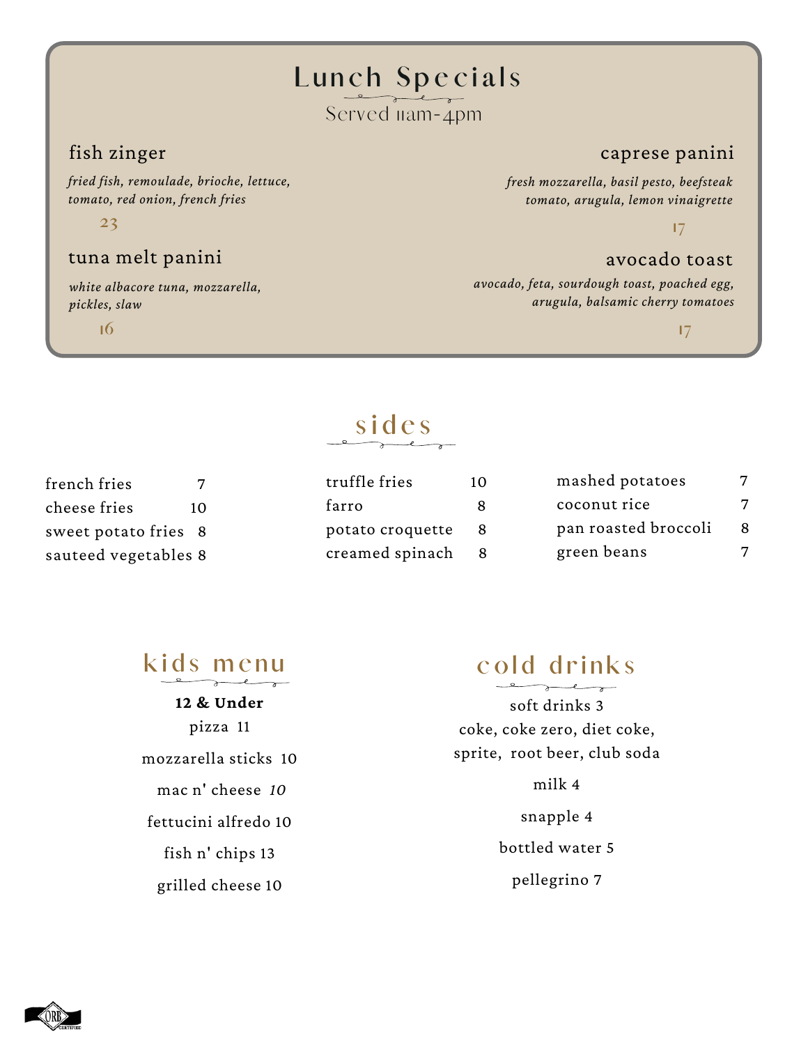# Lunch Specials

Served 11am-4pm

## fish zinger

*fried fish, remoulade, brioche, lettuce, tomato, red onion, french fries*

23

## tuna melt panini

*white albacore tuna, mozzarella, pickles, slaw*

16

## caprese panini

*fresh mozzarella, basil pesto, beefsteak tomato, arugula, lemon vinaigrette*

17

## avocado toast

*avocado, feta, sourdough toast, poached egg, arugula, balsamic cherry tomatoes*

17

# sides

| | | | | | |
|---|---|---|---|---|---|
| french fries | 7 | truffle fries | 10 | mashed potatoes | 7 |
| cheese fries | 10 | farro | 8 | coconut rice | 7 |
| sweet potato fries | 8 | potato croquette | 8 | pan roasted broccoli | 8 |
| sauteed vegetables | 8 | creamed spinach | 8 | green beans | 7 |

# kids menu

**12 & Under**

pizza 11

mozzarella sticks 10

mac n' cheese *10*

fettucini alfredo 10

fish n' chips 13

grilled cheese 10

# cold drinks

soft drinks 3

coke, coke zero, diet coke, sprite, root beer, club soda

milk 4

snapple 4

bottled water 5

pellegrino 7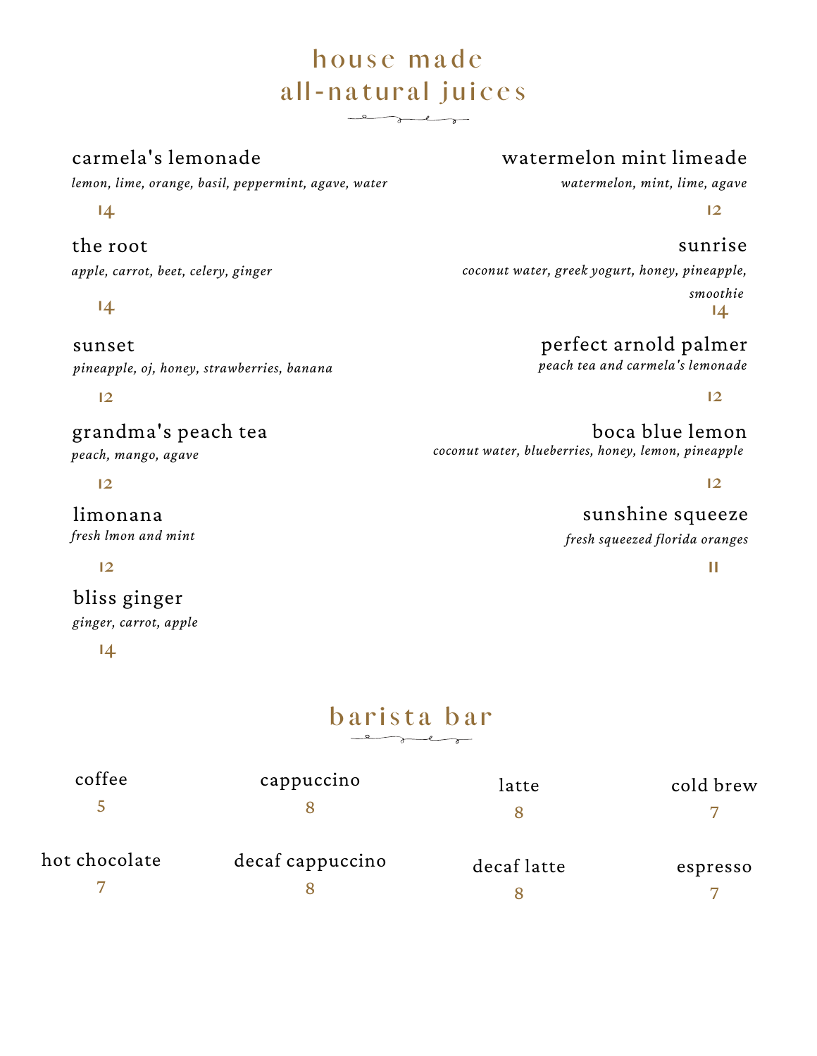# house made all-natural juices

**carmela's lemonade**
*lemon, lime, orange, basil, peppermint, agave, water*
14

**the root**
*apple, carrot, beet, celery, ginger*
14

**sunset**
*pineapple, oj, honey, strawberries, banana*
12

**grandma's peach tea**
*peach, mango, agave*
12

**limonana**
*fresh lmon and mint*
12

**bliss ginger**
*ginger, carrot, apple*
14

**watermelon mint limeade**
*watermelon, mint, lime, agave*
12

**sunrise**
*coconut water, greek yogurt, honey, pineapple, smoothie*
14

**perfect arnold palmer**
*peach tea and carmela's lemonade*
12

**boca blue lemon**
*coconut water, blueberries, honey, lemon, pineapple*
12

**sunshine squeeze**
*fresh squeezed florida oranges*
11

# barista bar

| | | | |
|---|---|---|---|
| coffee 5 | cappuccino 8 | latte 8 | cold brew 7 |
| hot chocolate 7 | decaf cappuccino 8 | decaf latte 8 | espresso 7 |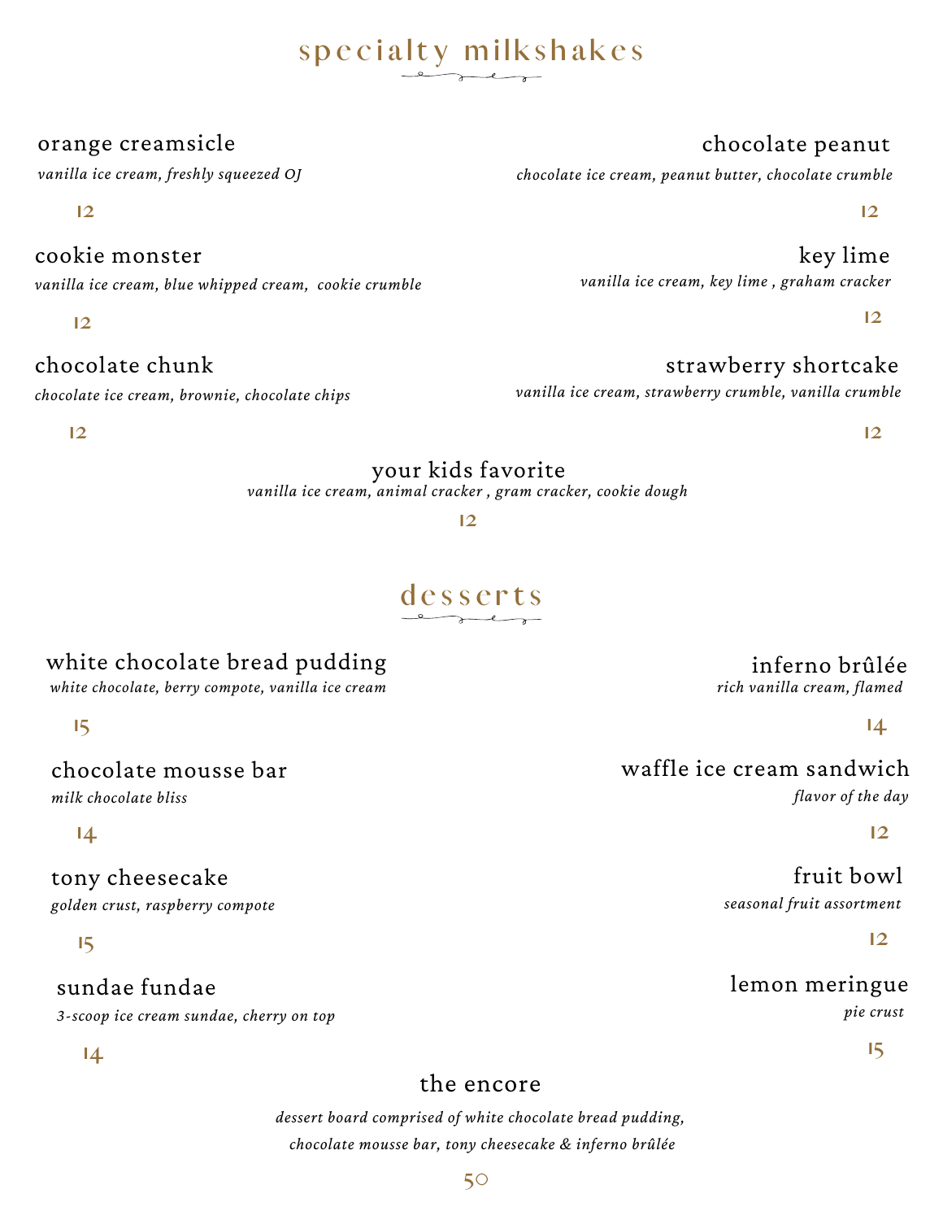# specialty milkshakes

### orange creamsicle
*vanilla ice cream, freshly squeezed OJ*

12

### cookie monster
*vanilla ice cream, blue whipped cream, cookie crumble*

12

### chocolate chunk
*chocolate ice cream, brownie, chocolate chips*

12

### chocolate peanut
*chocolate ice cream, peanut butter, chocolate crumble*

12

### key lime
*vanilla ice cream, key lime , graham cracker*

12

### strawberry shortcake
*vanilla ice cream, strawberry crumble, vanilla crumble*

12

### your kids favorite
*vanilla ice cream, animal cracker , gram cracker, cookie dough*

12

# desserts

### white chocolate bread pudding
*white chocolate, berry compote, vanilla ice cream*

15

### chocolate mousse bar
*milk chocolate bliss*

14

### tony cheesecake
*golden crust, raspberry compote*

15

### sundae fundae
*3-scoop ice cream sundae, cherry on top*

14

### inferno brûlée
*rich vanilla cream, flamed*

14

### waffle ice cream sandwich
*flavor of the day*

12

### fruit bowl
*seasonal fruit assortment*

12

### lemon meringue
*pie crust*

15

### the encore
*dessert board comprised of white chocolate bread pudding, chocolate mousse bar, tony cheesecake & inferno brûlée*

50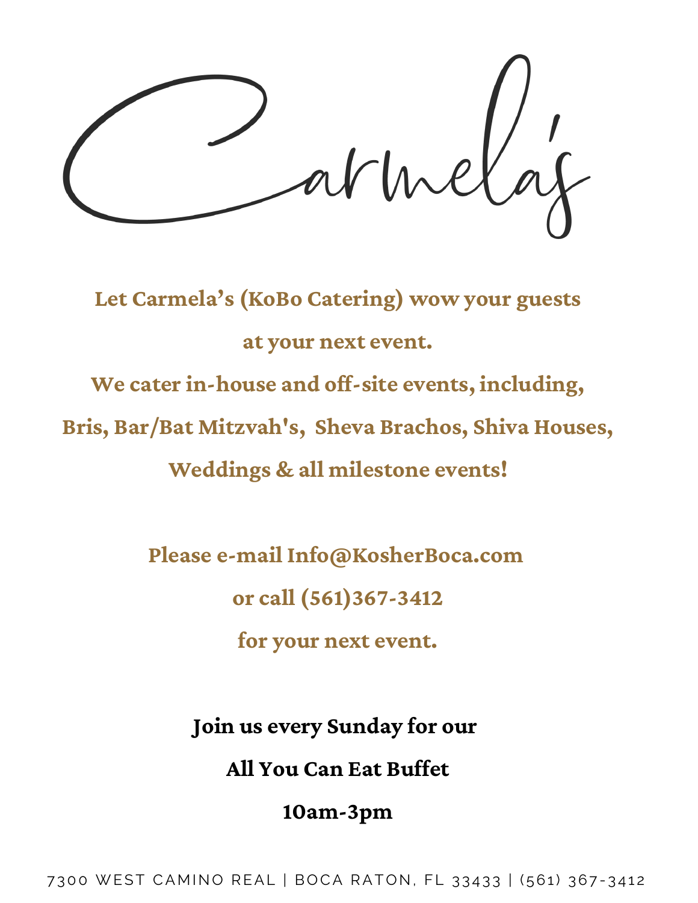# Carmela's

**Let Carmela's (KoBo Catering) wow your guests at your next event.**

**We cater in-house and off-site events, including, Bris, Bar/Bat Mitzvah's, Sheva Brachos, Shiva Houses, Weddings & all milestone events!**

**Please e-mail Info@KosherBoca.com**

**or call (561)367-3412**

**for your next event.**

**Join us every Sunday for our**

**All You Can Eat Buffet**

**10am-3pm**

7300 WEST CAMINO REAL | BOCA RATON, FL 33433 | (561) 367-3412